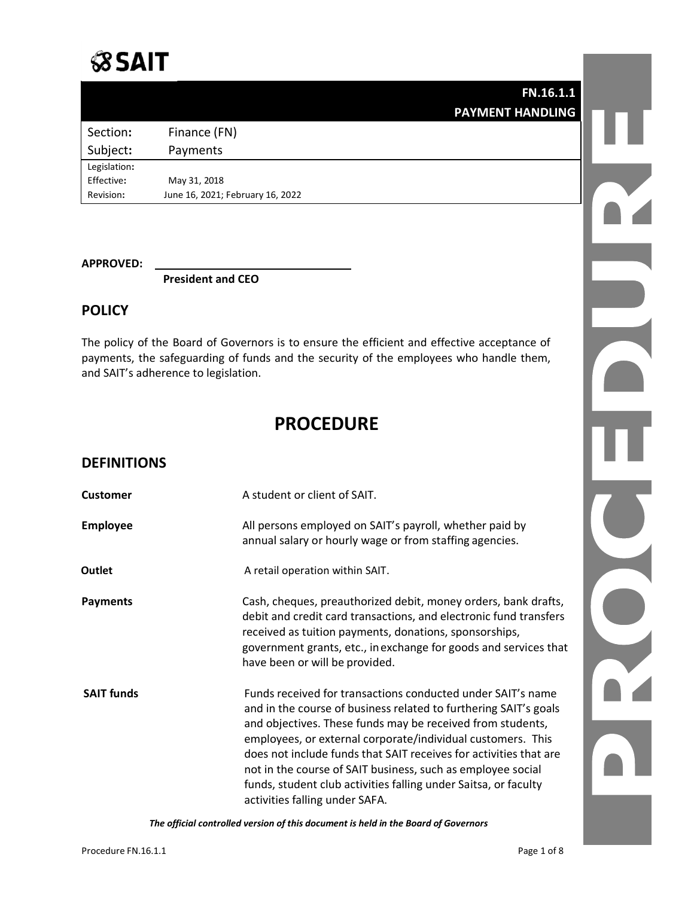SAIT

**FN.16.1.1**

**PAYMENT HANDLING**

| | |
|---|---|
| Section: | Finance (FN) |
| Subject: | Payments |
| Legislation: | |
| Effective: | May 31, 2018 |
| Revision: | June 16, 2021; February 16, 2022 |

**APPROVED:** ______________________________

**President and CEO**

## POLICY

The policy of the Board of Governors is to ensure the efficient and effective acceptance of payments, the safeguarding of funds and the security of the employees who handle them, and SAIT's adherence to legislation.

# PROCEDURE

## DEFINITIONS

| | |
|---|---|
| **Customer** | A student or client of SAIT. |
| **Employee** | All persons employed on SAIT's payroll, whether paid by annual salary or hourly wage or from staffing agencies. |
| **Outlet** | A retail operation within SAIT. |
| **Payments** | Cash, cheques, preauthorized debit, money orders, bank drafts, debit and credit card transactions, and electronic fund transfers received as tuition payments, donations, sponsorships, government grants, etc., in exchange for goods and services that have been or will be provided. |
| **SAIT funds** | Funds received for transactions conducted under SAIT's name and in the course of business related to furthering SAIT's goals and objectives. These funds may be received from students, employees, or external corporate/individual customers. This does not include funds that SAIT receives for activities that are not in the course of SAIT business, such as employee social funds, student club activities falling under Saitsa, or faculty activities falling under SAFA. |

*The official controlled version of this document is held in the Board of Governors*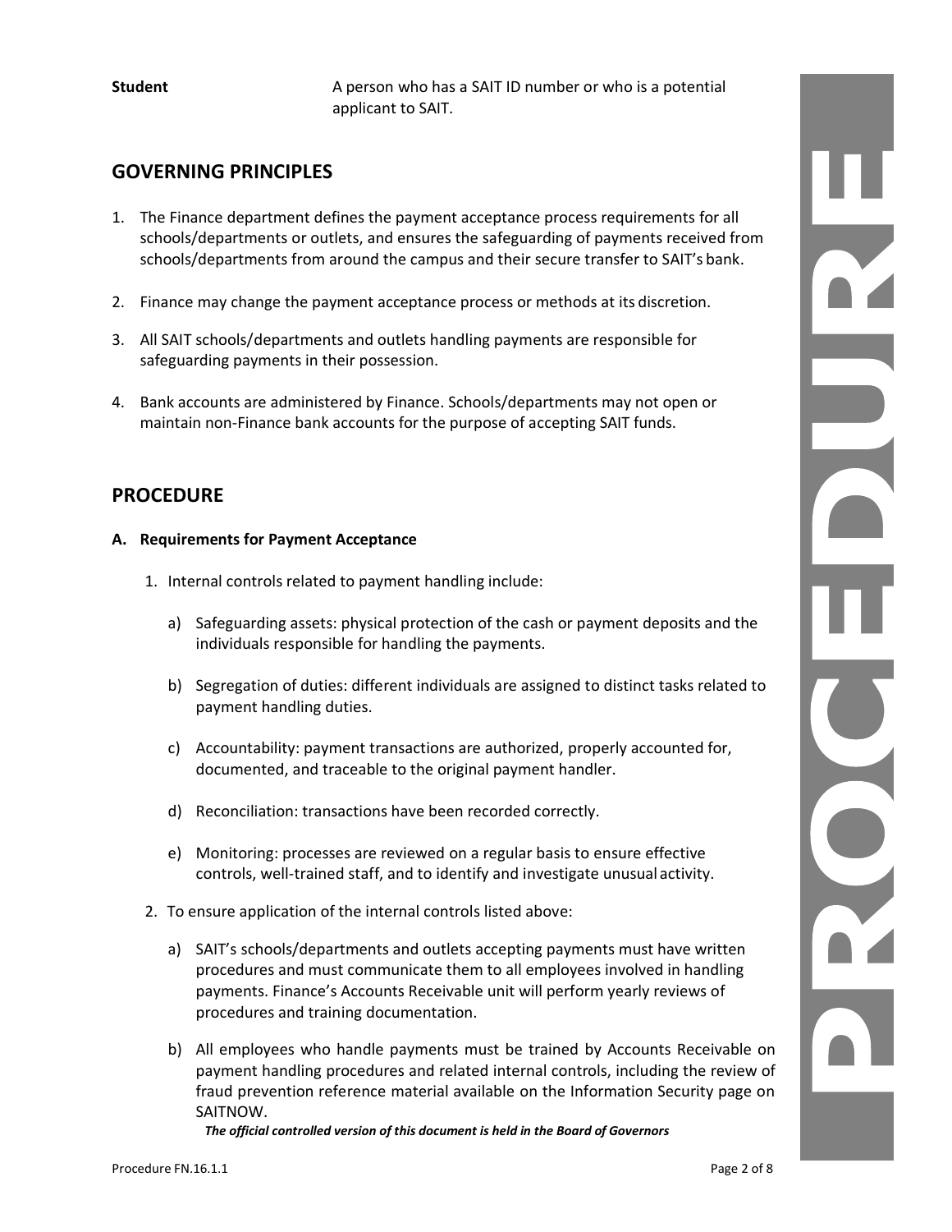| | |
|---|---|
| **Student** | A person who has a SAIT ID number or who is a potential applicant to SAIT. |

## GOVERNING PRINCIPLES

1. The Finance department defines the payment acceptance process requirements for all schools/departments or outlets, and ensures the safeguarding of payments received from schools/departments from around the campus and their secure transfer to SAIT's bank.

2. Finance may change the payment acceptance process or methods at its discretion.

3. All SAIT schools/departments and outlets handling payments are responsible for safeguarding payments in their possession.

4. Bank accounts are administered by Finance. Schools/departments may not open or maintain non-Finance bank accounts for the purpose of accepting SAIT funds.

## PROCEDURE

### A. Requirements for Payment Acceptance

1. Internal controls related to payment handling include:

   a) Safeguarding assets: physical protection of the cash or payment deposits and the individuals responsible for handling the payments.

   b) Segregation of duties: different individuals are assigned to distinct tasks related to payment handling duties.

   c) Accountability: payment transactions are authorized, properly accounted for, documented, and traceable to the original payment handler.

   d) Reconciliation: transactions have been recorded correctly.

   e) Monitoring: processes are reviewed on a regular basis to ensure effective controls, well-trained staff, and to identify and investigate unusual activity.

2. To ensure application of the internal controls listed above:

   a) SAIT's schools/departments and outlets accepting payments must have written procedures and must communicate them to all employees involved in handling payments. Finance's Accounts Receivable unit will perform yearly reviews of procedures and training documentation.

   b) All employees who handle payments must be trained by Accounts Receivable on payment handling procedures and related internal controls, including the review of fraud prevention reference material available on the Information Security page on SAITNOW.

***The official controlled version of this document is held in the Board of Governors***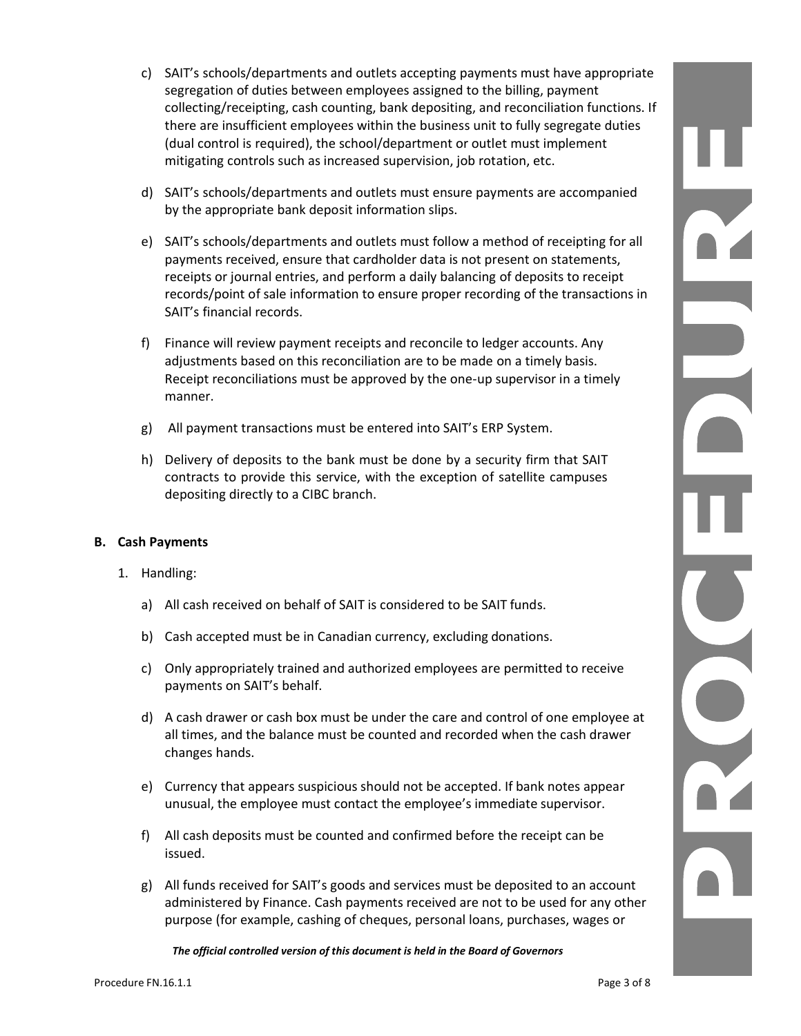c) SAIT's schools/departments and outlets accepting payments must have appropriate segregation of duties between employees assigned to the billing, payment collecting/receipting, cash counting, bank depositing, and reconciliation functions. If there are insufficient employees within the business unit to fully segregate duties (dual control is required), the school/department or outlet must implement mitigating controls such as increased supervision, job rotation, etc.

d) SAIT's schools/departments and outlets must ensure payments are accompanied by the appropriate bank deposit information slips.

e) SAIT's schools/departments and outlets must follow a method of receipting for all payments received, ensure that cardholder data is not present on statements, receipts or journal entries, and perform a daily balancing of deposits to receipt records/point of sale information to ensure proper recording of the transactions in SAIT's financial records.

f) Finance will review payment receipts and reconcile to ledger accounts. Any adjustments based on this reconciliation are to be made on a timely basis. Receipt reconciliations must be approved by the one-up supervisor in a timely manner.

g) All payment transactions must be entered into SAIT's ERP System.

h) Delivery of deposits to the bank must be done by a security firm that SAIT contracts to provide this service, with the exception of satellite campuses depositing directly to a CIBC branch.

**B. Cash Payments**

1. Handling:

a) All cash received on behalf of SAIT is considered to be SAIT funds.

b) Cash accepted must be in Canadian currency, excluding donations.

c) Only appropriately trained and authorized employees are permitted to receive payments on SAIT's behalf.

d) A cash drawer or cash box must be under the care and control of one employee at all times, and the balance must be counted and recorded when the cash drawer changes hands.

e) Currency that appears suspicious should not be accepted. If bank notes appear unusual, the employee must contact the employee's immediate supervisor.

f) All cash deposits must be counted and confirmed before the receipt can be issued.

g) All funds received for SAIT's goods and services must be deposited to an account administered by Finance. Cash payments received are not to be used for any other purpose (for example, cashing of cheques, personal loans, purchases, wages or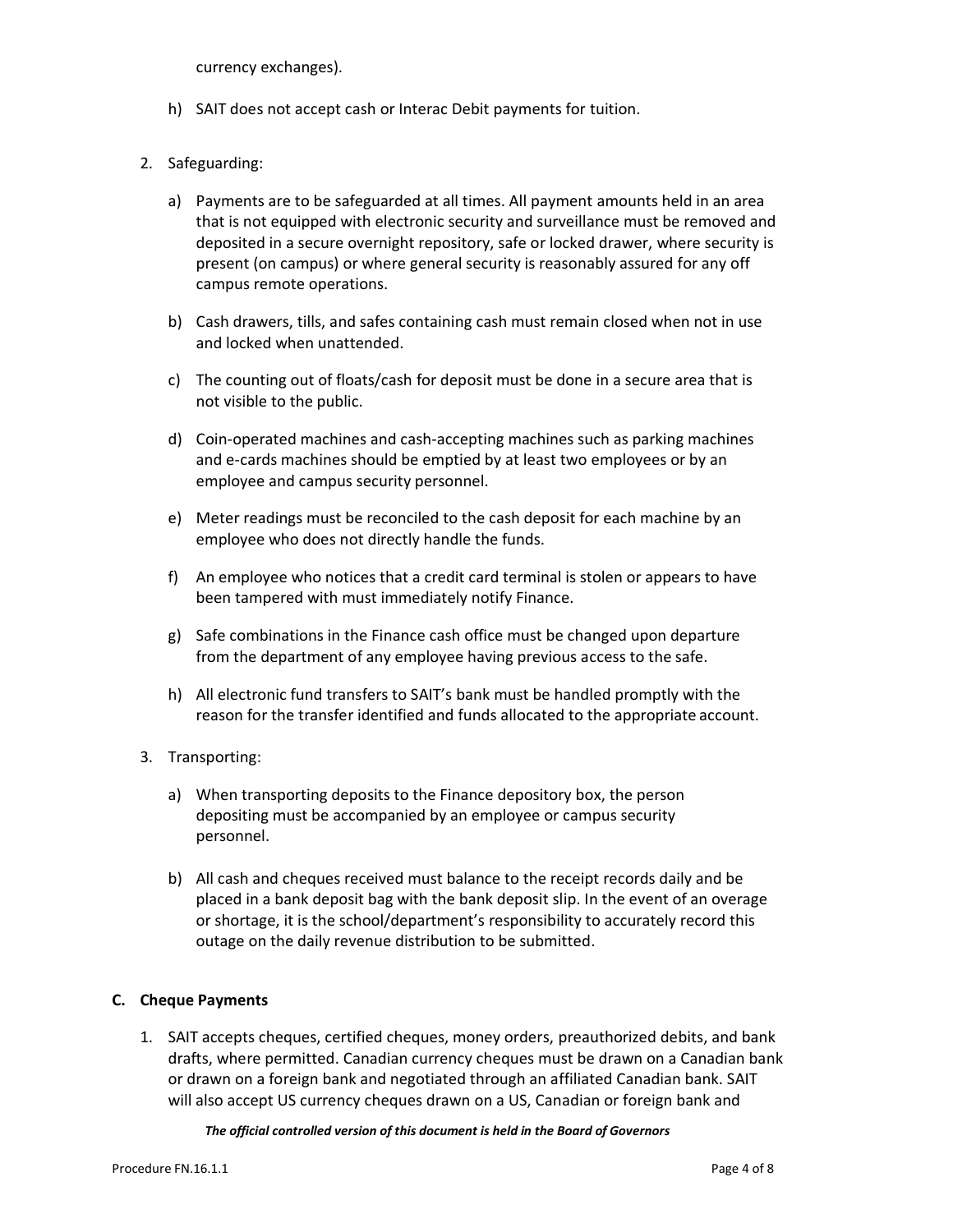currency exchanges).

h) SAIT does not accept cash or Interac Debit payments for tuition.

2. Safeguarding:

   a) Payments are to be safeguarded at all times. All payment amounts held in an area that is not equipped with electronic security and surveillance must be removed and deposited in a secure overnight repository, safe or locked drawer, where security is present (on campus) or where general security is reasonably assured for any off campus remote operations.

   b) Cash drawers, tills, and safes containing cash must remain closed when not in use and locked when unattended.

   c) The counting out of floats/cash for deposit must be done in a secure area that is not visible to the public.

   d) Coin-operated machines and cash-accepting machines such as parking machines and e-cards machines should be emptied by at least two employees or by an employee and campus security personnel.

   e) Meter readings must be reconciled to the cash deposit for each machine by an employee who does not directly handle the funds.

   f) An employee who notices that a credit card terminal is stolen or appears to have been tampered with must immediately notify Finance.

   g) Safe combinations in the Finance cash office must be changed upon departure from the department of any employee having previous access to the safe.

   h) All electronic fund transfers to SAIT's bank must be handled promptly with the reason for the transfer identified and funds allocated to the appropriate account.

3. Transporting:

   a) When transporting deposits to the Finance depository box, the person depositing must be accompanied by an employee or campus security personnel.

   b) All cash and cheques received must balance to the receipt records daily and be placed in a bank deposit bag with the bank deposit slip. In the event of an overage or shortage, it is the school/department's responsibility to accurately record this outage on the daily revenue distribution to be submitted.

### C. Cheque Payments

1. SAIT accepts cheques, certified cheques, money orders, preauthorized debits, and bank drafts, where permitted. Canadian currency cheques must be drawn on a Canadian bank or drawn on a foreign bank and negotiated through an affiliated Canadian bank. SAIT will also accept US currency cheques drawn on a US, Canadian or foreign bank and

*The official controlled version of this document is held in the Board of Governors*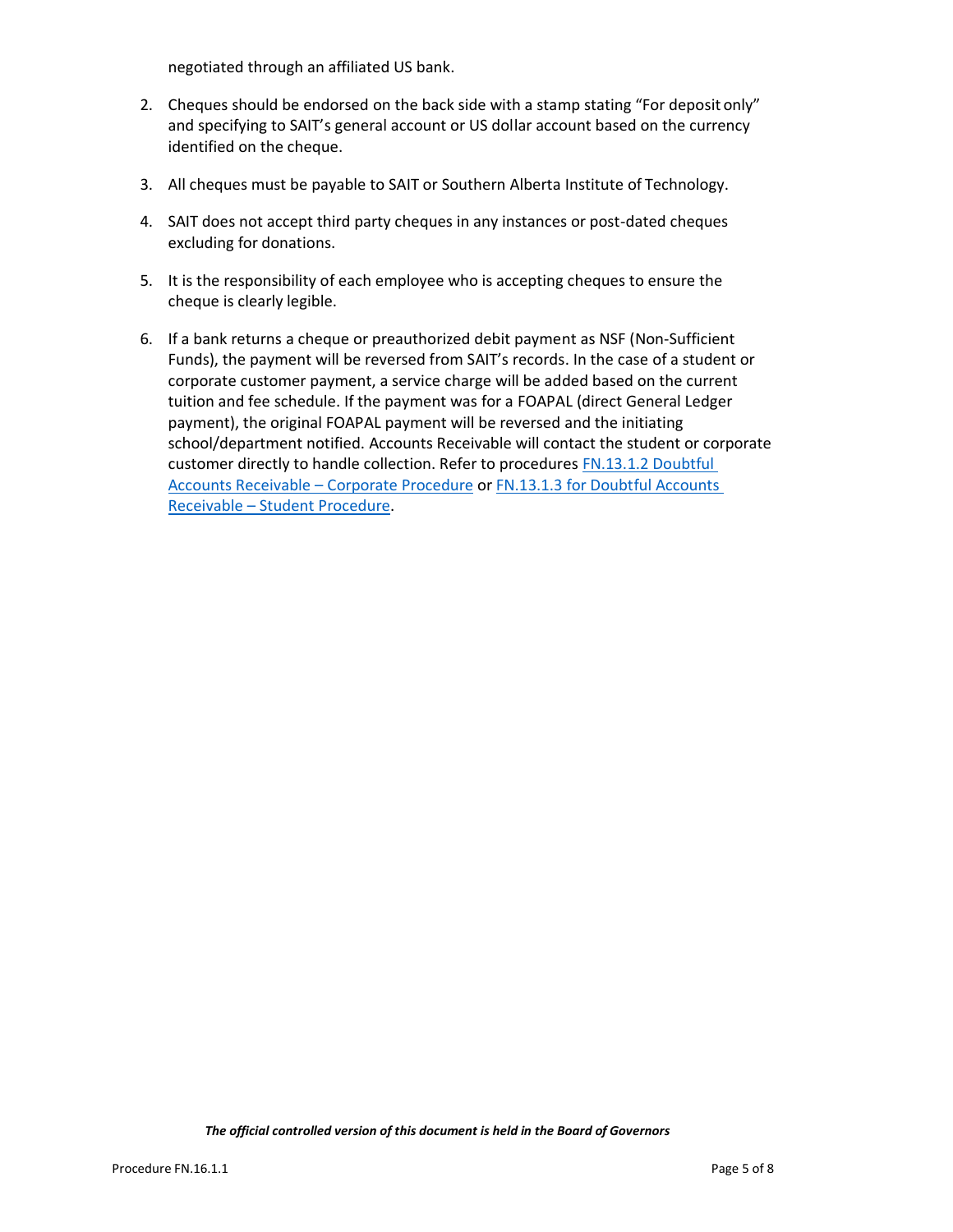negotiated through an affiliated US bank.

2. Cheques should be endorsed on the back side with a stamp stating "For deposit only" and specifying to SAIT's general account or US dollar account based on the currency identified on the cheque.

3. All cheques must be payable to SAIT or Southern Alberta Institute of Technology.

4. SAIT does not accept third party cheques in any instances or post-dated cheques excluding for donations.

5. It is the responsibility of each employee who is accepting cheques to ensure the cheque is clearly legible.

6. If a bank returns a cheque or preauthorized debit payment as NSF (Non-Sufficient Funds), the payment will be reversed from SAIT's records. In the case of a student or corporate customer payment, a service charge will be added based on the current tuition and fee schedule. If the payment was for a FOAPAL (direct General Ledger payment), the original FOAPAL payment will be reversed and the initiating school/department notified. Accounts Receivable will contact the student or corporate customer directly to handle collection. Refer to procedures FN.13.1.2 Doubtful Accounts Receivable – Corporate Procedure or FN.13.1.3 for Doubtful Accounts Receivable – Student Procedure.

***The official controlled version of this document is held in the Board of Governors***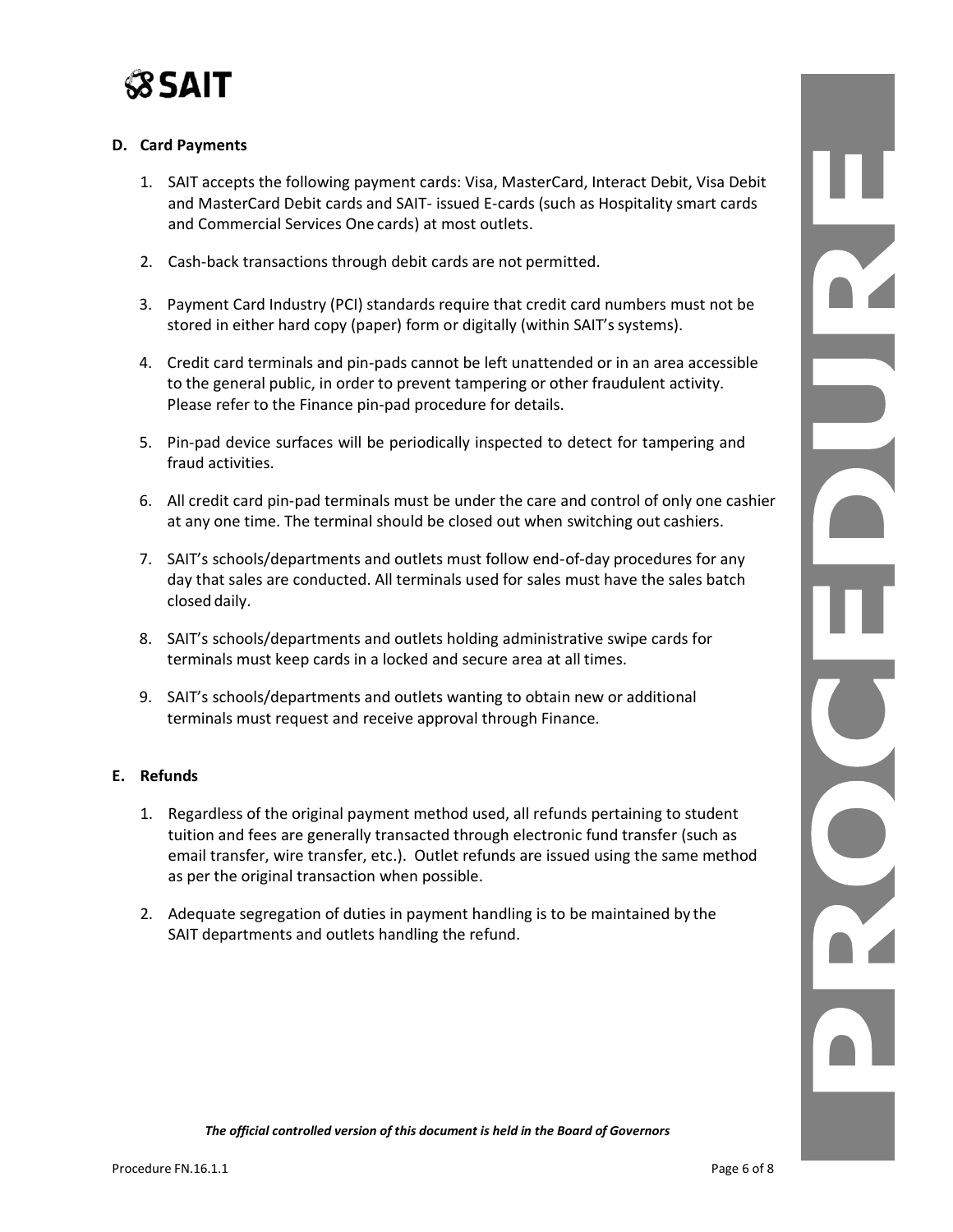### D. Card Payments

1. SAIT accepts the following payment cards: Visa, MasterCard, Interact Debit, Visa Debit and MasterCard Debit cards and SAIT- issued E-cards (such as Hospitality smart cards and Commercial Services One cards) at most outlets.

2. Cash-back transactions through debit cards are not permitted.

3. Payment Card Industry (PCI) standards require that credit card numbers must not be stored in either hard copy (paper) form or digitally (within SAIT's systems).

4. Credit card terminals and pin-pads cannot be left unattended or in an area accessible to the general public, in order to prevent tampering or other fraudulent activity. Please refer to the Finance pin-pad procedure for details.

5. Pin-pad device surfaces will be periodically inspected to detect for tampering and fraud activities.

6. All credit card pin-pad terminals must be under the care and control of only one cashier at any one time. The terminal should be closed out when switching out cashiers.

7. SAIT's schools/departments and outlets must follow end-of-day procedures for any day that sales are conducted. All terminals used for sales must have the sales batch closed daily.

8. SAIT's schools/departments and outlets holding administrative swipe cards for terminals must keep cards in a locked and secure area at all times.

9. SAIT's schools/departments and outlets wanting to obtain new or additional terminals must request and receive approval through Finance.

### E. Refunds

1. Regardless of the original payment method used, all refunds pertaining to student tuition and fees are generally transacted through electronic fund transfer (such as email transfer, wire transfer, etc.). Outlet refunds are issued using the same method as per the original transaction when possible.

2. Adequate segregation of duties in payment handling is to be maintained by the SAIT departments and outlets handling the refund.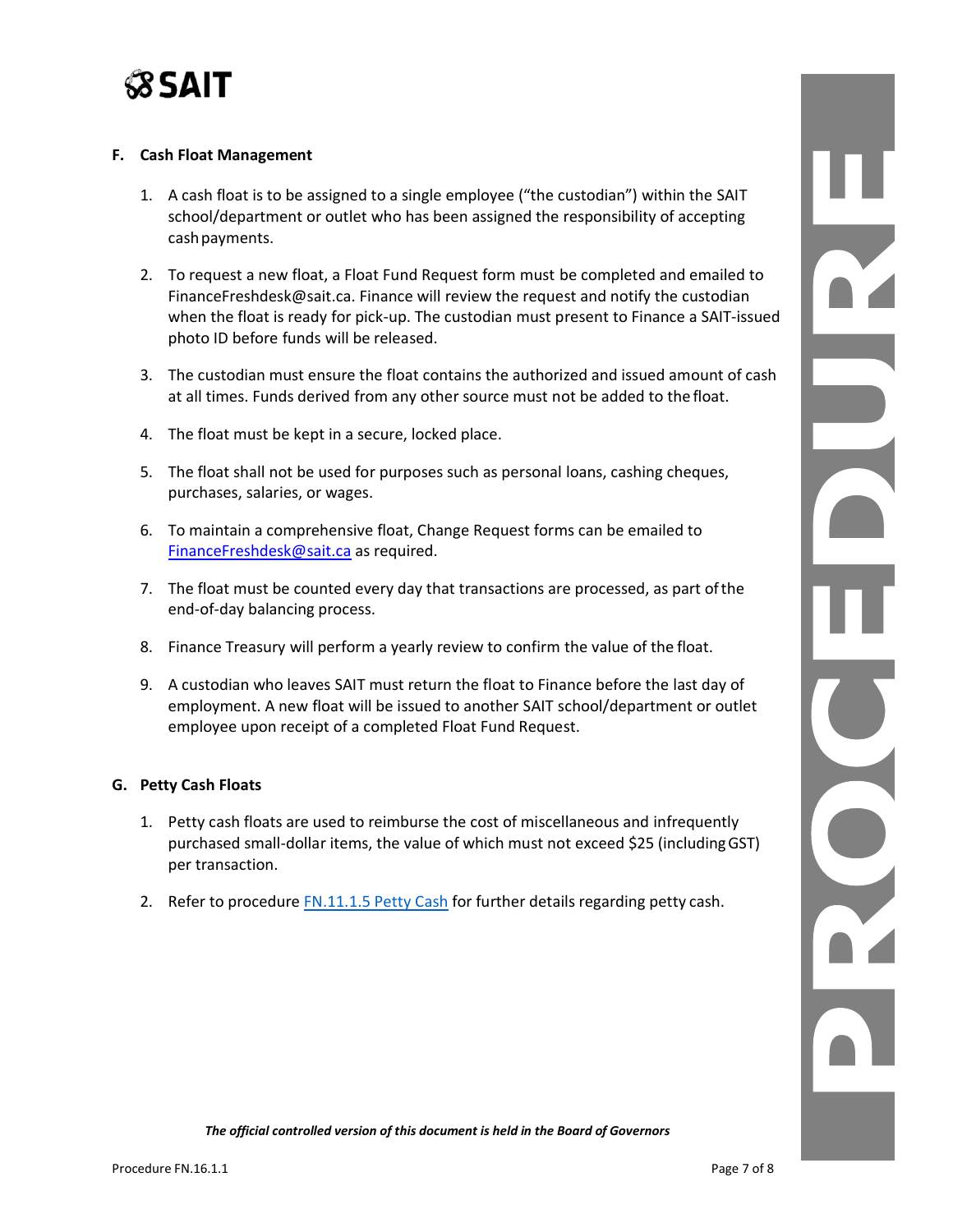## F. Cash Float Management

1. A cash float is to be assigned to a single employee ("the custodian") within the SAIT school/department or outlet who has been assigned the responsibility of accepting cash payments.

2. To request a new float, a Float Fund Request form must be completed and emailed to FinanceFreshdesk@sait.ca. Finance will review the request and notify the custodian when the float is ready for pick-up. The custodian must present to Finance a SAIT-issued photo ID before funds will be released.

3. The custodian must ensure the float contains the authorized and issued amount of cash at all times. Funds derived from any other source must not be added to the float.

4. The float must be kept in a secure, locked place.

5. The float shall not be used for purposes such as personal loans, cashing cheques, purchases, salaries, or wages.

6. To maintain a comprehensive float, Change Request forms can be emailed to FinanceFreshdesk@sait.ca as required.

7. The float must be counted every day that transactions are processed, as part of the end-of-day balancing process.

8. Finance Treasury will perform a yearly review to confirm the value of the float.

9. A custodian who leaves SAIT must return the float to Finance before the last day of employment. A new float will be issued to another SAIT school/department or outlet employee upon receipt of a completed Float Fund Request.

## G. Petty Cash Floats

1. Petty cash floats are used to reimburse the cost of miscellaneous and infrequently purchased small-dollar items, the value of which must not exceed $25 (including GST) per transaction.

2. Refer to procedure FN.11.1.5 Petty Cash for further details regarding petty cash.

***The official controlled version of this document is held in the Board of Governors***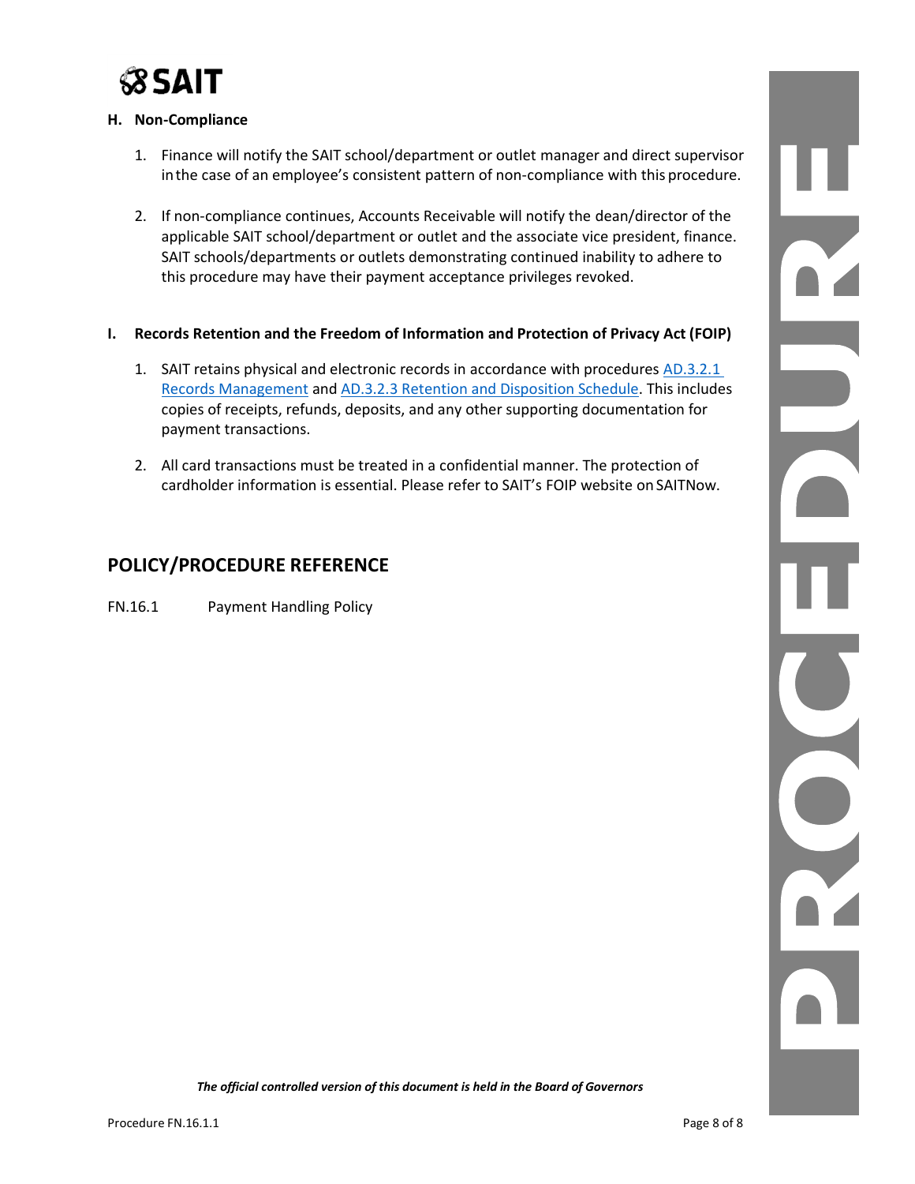**H. Non-Compliance**

1. Finance will notify the SAIT school/department or outlet manager and direct supervisor in the case of an employee's consistent pattern of non-compliance with this procedure.

2. If non-compliance continues, Accounts Receivable will notify the dean/director of the applicable SAIT school/department or outlet and the associate vice president, finance. SAIT schools/departments or outlets demonstrating continued inability to adhere to this procedure may have their payment acceptance privileges revoked.

**I. Records Retention and the Freedom of Information and Protection of Privacy Act (FOIP)**

1. SAIT retains physical and electronic records in accordance with procedures AD.3.2.1 Records Management and AD.3.2.3 Retention and Disposition Schedule. This includes copies of receipts, refunds, deposits, and any other supporting documentation for payment transactions.

2. All card transactions must be treated in a confidential manner. The protection of cardholder information is essential. Please refer to SAIT's FOIP website on SAITNow.

## POLICY/PROCEDURE REFERENCE

FN.16.1 Payment Handling Policy

*The official controlled version of this document is held in the Board of Governors*